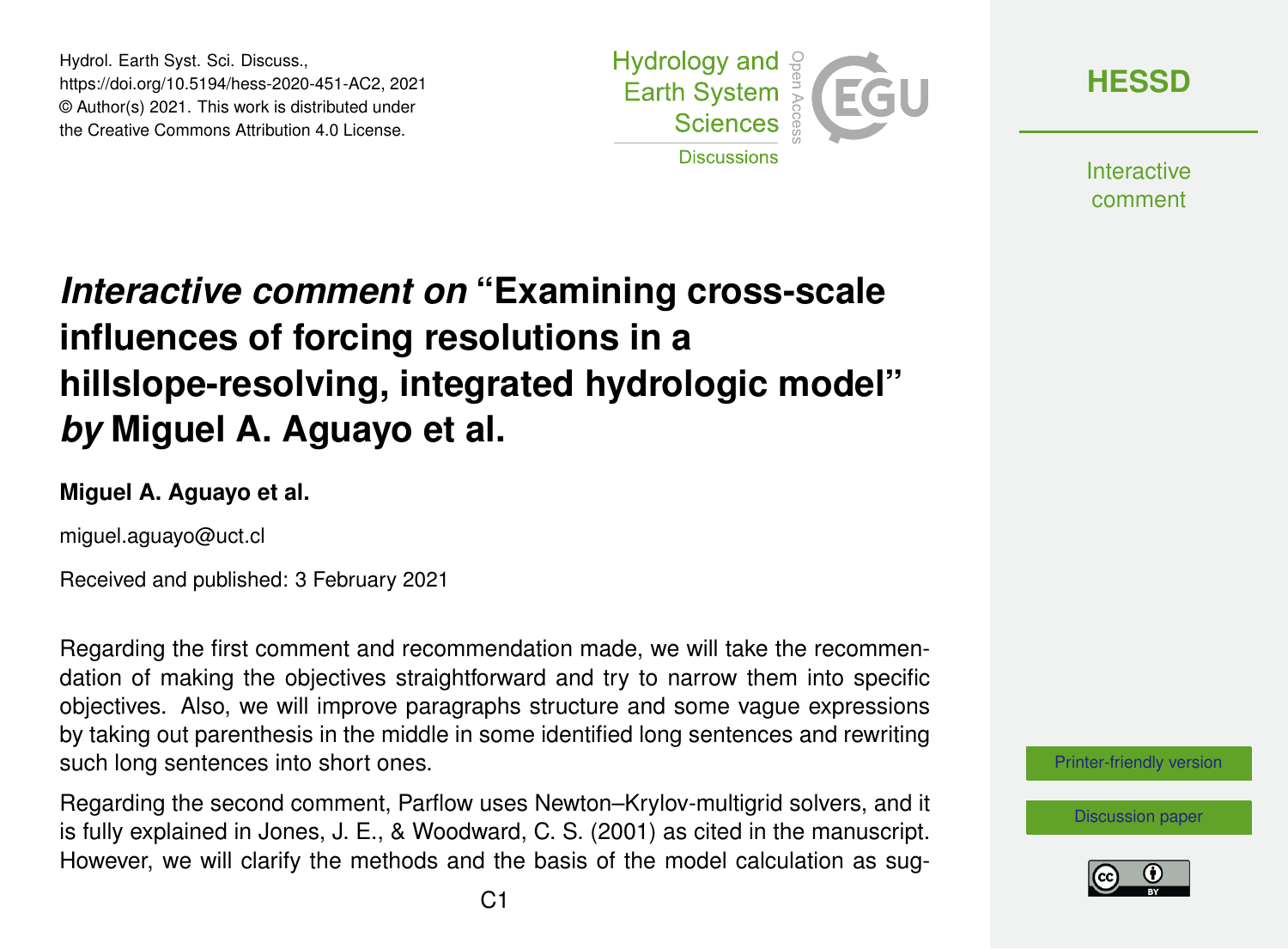Hydrol. Earth Syst. Sci. Discuss.,
https://doi.org/10.5194/hess-2020-451-AC2, 2021
© Author(s) 2021. This work is distributed under
the Creative Commons Attribution 4.0 License.

# *Interactive comment on* "Examining cross-scale influences of forcing resolutions in a hillslope-resolving, integrated hydrologic model" *by* Miguel A. Aguayo et al.

**Miguel A. Aguayo et al.**

miguel.aguayo@uct.cl

Received and published: 3 February 2021

Regarding the first comment and recommendation made, we will take the recommendation of making the objectives straightforward and try to narrow them into specific objectives. Also, we will improve paragraphs structure and some vague expressions by taking out parenthesis in the middle in some identified long sentences and rewriting such long sentences into short ones.

Regarding the second comment, Parflow uses Newton–Krylov-multigrid solvers, and it is fully explained in Jones, J. E., & Woodward, C. S. (2001) as cited in the manuscript. However, we will clarify the methods and the basis of the model calculation as sug-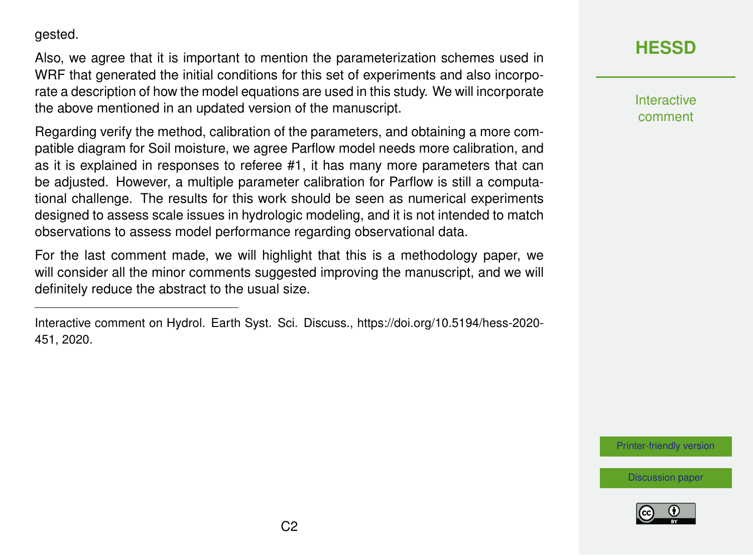gested.

Also, we agree that it is important to mention the parameterization schemes used in WRF that generated the initial conditions for this set of experiments and also incorporate a description of how the model equations are used in this study. We will incorporate the above mentioned in an updated version of the manuscript.

Regarding verify the method, calibration of the parameters, and obtaining a more compatible diagram for Soil moisture, we agree Parflow model needs more calibration, and as it is explained in responses to referee #1, it has many more parameters that can be adjusted. However, a multiple parameter calibration for Parflow is still a computational challenge. The results for this work should be seen as numerical experiments designed to assess scale issues in hydrologic modeling, and it is not intended to match observations to assess model performance regarding observational data.

For the last comment made, we will highlight that this is a methodology paper, we will consider all the minor comments suggested improving the manuscript, and we will definitely reduce the abstract to the usual size.

---

Interactive comment on Hydrol. Earth Syst. Sci. Discuss., https://doi.org/10.5194/hess-2020-451, 2020.